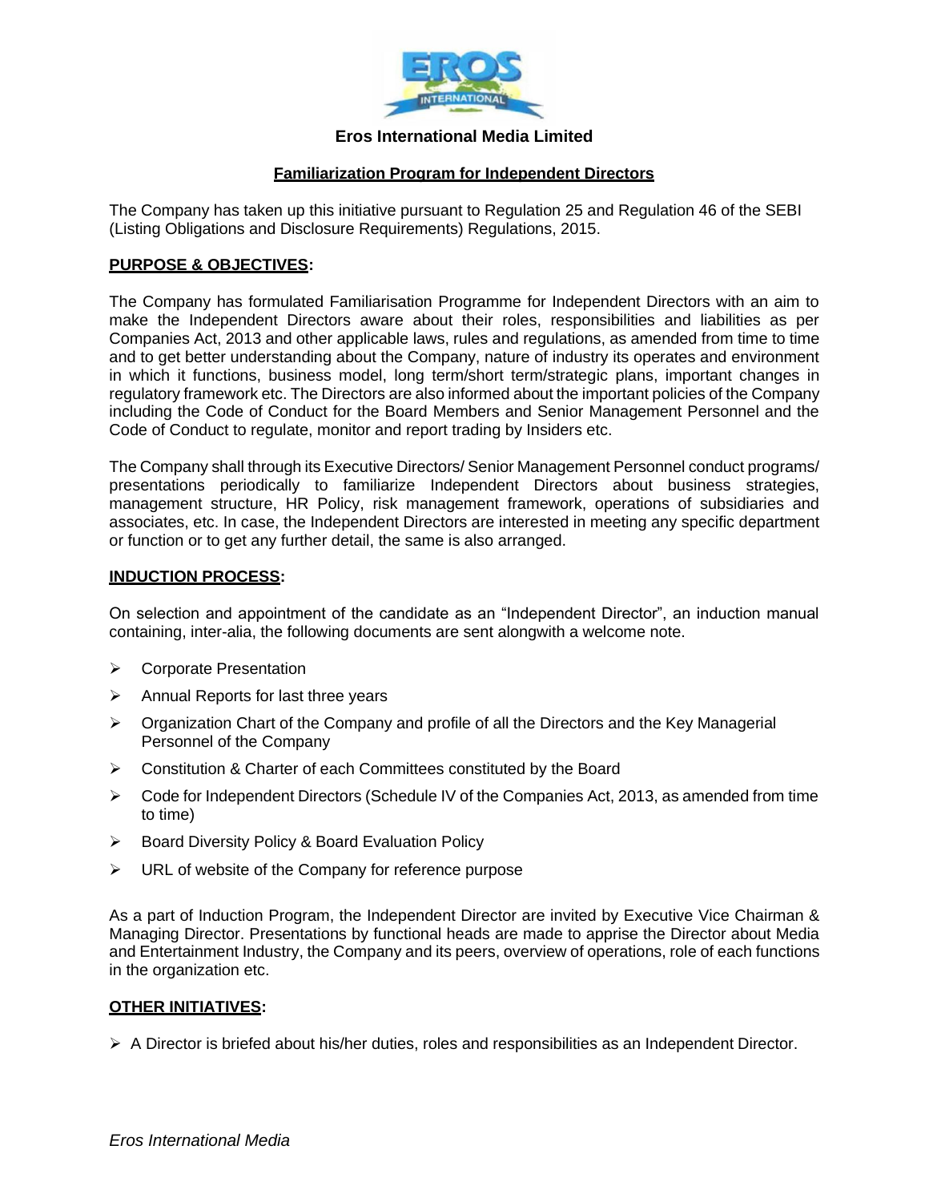# Eros International Media Limited

## Familiarization Program for Independent Directors

The Company has taken up this initiative pursuant to Regulation 25 and Regulation 46 of the SEBI (Listing Obligations and Disclosure Requirements) Regulations, 2015.

### PURPOSE & OBJECTIVES:

The Company has formulated Familiarisation Programme for Independent Directors with an aim to make the Independent Directors aware about their roles, responsibilities and liabilities as per Companies Act, 2013 and other applicable laws, rules and regulations, as amended from time to time and to get better understanding about the Company, nature of industry its operates and environment in which it functions, business model, long term/short term/strategic plans, important changes in regulatory framework etc. The Directors are also informed about the important policies of the Company including the Code of Conduct for the Board Members and Senior Management Personnel and the Code of Conduct to regulate, monitor and report trading by Insiders etc.

The Company shall through its Executive Directors/ Senior Management Personnel conduct programs/ presentations periodically to familiarize Independent Directors about business strategies, management structure, HR Policy, risk management framework, operations of subsidiaries and associates, etc. In case, the Independent Directors are interested in meeting any specific department or function or to get any further detail, the same is also arranged.

### INDUCTION PROCESS:

On selection and appointment of the candidate as an "Independent Director", an induction manual containing, inter-alia, the following documents are sent alongwith a welcome note.

- Corporate Presentation
- Annual Reports for last three years
- Organization Chart of the Company and profile of all the Directors and the Key Managerial Personnel of the Company
- Constitution & Charter of each Committees constituted by the Board
- Code for Independent Directors (Schedule IV of the Companies Act, 2013, as amended from time to time)
- Board Diversity Policy & Board Evaluation Policy
- URL of website of the Company for reference purpose

As a part of Induction Program, the Independent Director are invited by Executive Vice Chairman & Managing Director. Presentations by functional heads are made to apprise the Director about Media and Entertainment Industry, the Company and its peers, overview of operations, role of each functions in the organization etc.

### OTHER INITIATIVES:

- A Director is briefed about his/her duties, roles and responsibilities as an Independent Director.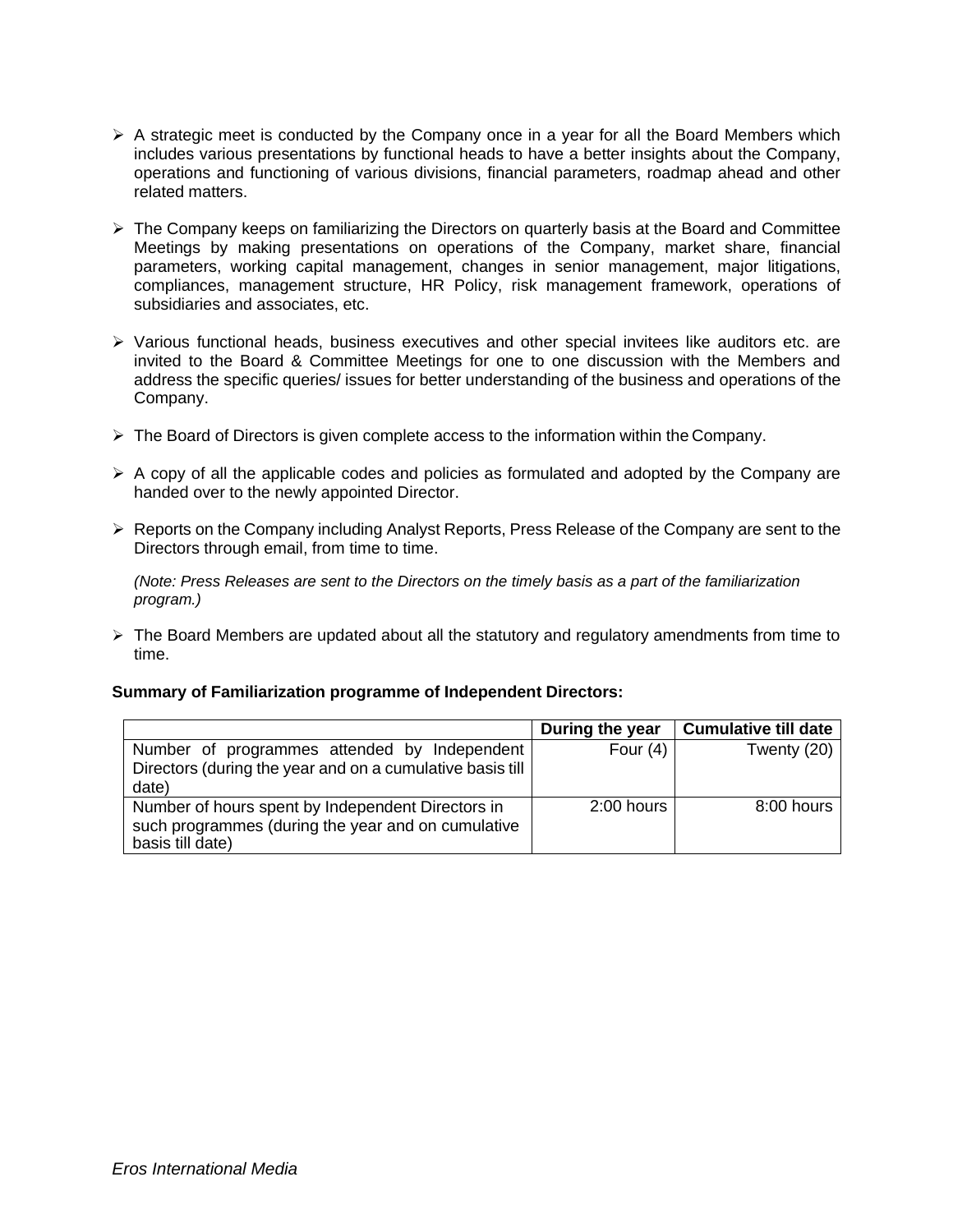- A strategic meet is conducted by the Company once in a year for all the Board Members which includes various presentations by functional heads to have a better insights about the Company, operations and functioning of various divisions, financial parameters, roadmap ahead and other related matters.

- The Company keeps on familiarizing the Directors on quarterly basis at the Board and Committee Meetings by making presentations on operations of the Company, market share, financial parameters, working capital management, changes in senior management, major litigations, compliances, management structure, HR Policy, risk management framework, operations of subsidiaries and associates, etc.

- Various functional heads, business executives and other special invitees like auditors etc. are invited to the Board & Committee Meetings for one to one discussion with the Members and address the specific queries/ issues for better understanding of the business and operations of the Company.

- The Board of Directors is given complete access to the information within the Company.

- A copy of all the applicable codes and policies as formulated and adopted by the Company are handed over to the newly appointed Director.

- Reports on the Company including Analyst Reports, Press Release of the Company are sent to the Directors through email, from time to time.

  *(Note: Press Releases are sent to the Directors on the timely basis as a part of the familiarization program.)*

- The Board Members are updated about all the statutory and regulatory amendments from time to time.

**Summary of Familiarization programme of Independent Directors:**

| | During the year | Cumulative till date |
|---|---|---|
| Number of programmes attended by Independent Directors (during the year and on a cumulative basis till date) | Four (4) | Twenty (20) |
| Number of hours spent by Independent Directors in such programmes (during the year and on cumulative basis till date) | 2:00 hours | 8:00 hours |